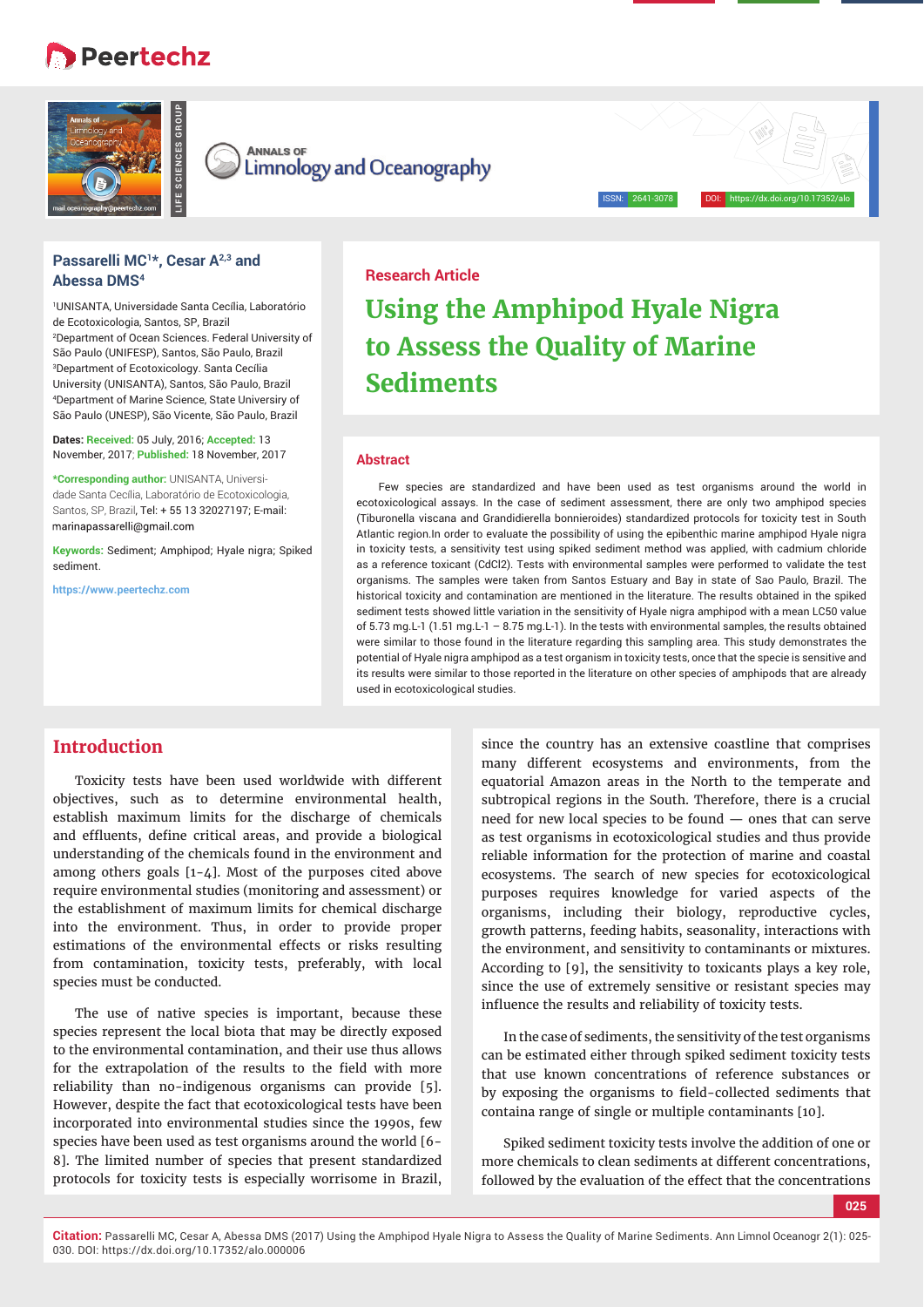Research Article

# Using the Amphipod Hyale Nigra to Assess the Quality of Marine Sediments

**Passarelli MC[1]*, Cesar A[2,3] and Abessa DMS[4]**

[1]UNISANTA, Universidade Santa Cecília, Laboratório de Ecotoxicologia, Santos, SP, Brazil
[2]Department of Ocean Sciences. Federal University of São Paulo (UNIFESP), Santos, São Paulo, Brazil
[3]Department of Ecotoxicology. Santa Cecília University (UNISANTA), Santos, São Paulo, Brazil
[4]Department of Marine Science, State University of São Paulo (UNESP), São Vicente, São Paulo, Brazil

**Dates: Received:** 05 July, 2016; **Accepted:** 13 November, 2017; **Published:** 18 November, 2017

***Corresponding author:** UNISANTA, Universidade Santa Cecília, Laboratório de Ecotoxicologia, Santos, SP, Brazil, Tel: + 55 13 32027197; E-mail: marinapassarelli@gmail.com

**Keywords:** Sediment; Amphipod; Hyale nigra; Spiked sediment.

https://www.peertechz.com

## Abstract

Few species are standardized and have been used as test organisms around the world in ecotoxicological assays. In the case of sediment assessment, there are only two amphipod species (Tiburonella viscana and Grandidierella bonnieroides) standardized protocols for toxicity test in South Atlantic region.In order to evaluate the possibility of using the epibenthic marine amphipod Hyale nigra in toxicity tests, a sensitivity test using spiked sediment method was applied, with cadmium chloride as a reference toxicant (CdCl2). Tests with environmental samples were performed to validate the test organisms. The samples were taken from Santos Estuary and Bay in state of Sao Paulo, Brazil. The historical toxicity and contamination are mentioned in the literature. The results obtained in the spiked sediment tests showed little variation in the sensitivity of Hyale nigra amphipod with a mean LC50 value of 5.73 mg.L-1 (1.51 mg.L-1 – 8.75 mg.L-1). In the tests with environmental samples, the results obtained were similar to those found in the literature regarding this sampling area. This study demonstrates the potential of Hyale nigra amphipod as a test organism in toxicity tests, once that the specie is sensitive and its results were similar to those reported in the literature on other species of amphipods that are already used in ecotoxicological studies.

## Introduction

Toxicity tests have been used worldwide with different objectives, such as to determine environmental health, establish maximum limits for the discharge of chemicals and effluents, define critical areas, and provide a biological understanding of the chemicals found in the environment and among others goals [1-4]. Most of the purposes cited above require environmental studies (monitoring and assessment) or the establishment of maximum limits for chemical discharge into the environment. Thus, in order to provide proper estimations of the environmental effects or risks resulting from contamination, toxicity tests, preferably, with local species must be conducted.

The use of native species is important, because these species represent the local biota that may be directly exposed to the environmental contamination, and their use thus allows for the extrapolation of the results to the field with more reliability than no-indigenous organisms can provide [5]. However, despite the fact that ecotoxicological tests have been incorporated into environmental studies since the 1990s, few species have been used as test organisms around the world [6-8]. The limited number of species that present standardized protocols for toxicity tests is especially worrisome in Brazil, since the country has an extensive coastline that comprises many different ecosystems and environments, from the equatorial Amazon areas in the North to the temperate and subtropical regions in the South. Therefore, there is a crucial need for new local species to be found — ones that can serve as test organisms in ecotoxicological studies and thus provide reliable information for the protection of marine and coastal ecosystems. The search of new species for ecotoxicological purposes requires knowledge for varied aspects of the organisms, including their biology, reproductive cycles, growth patterns, feeding habits, seasonality, interactions with the environment, and sensitivity to contaminants or mixtures. According to [9], the sensitivity to toxicants plays a key role, since the use of extremely sensitive or resistant species may influence the results and reliability of toxicity tests.

In the case of sediments, the sensitivity of the test organisms can be estimated either through spiked sediment toxicity tests that use known concentrations of reference substances or by exposing the organisms to field-collected sediments that containa range of single or multiple contaminants [10].

Spiked sediment toxicity tests involve the addition of one or more chemicals to clean sediments at different concentrations, followed by the evaluation of the effect that the concentrations

**Citation:** Passarelli MC, Cesar A, Abessa DMS (2017) Using the Amphipod Hyale Nigra to Assess the Quality of Marine Sediments. Ann Limnol Oceanogr 2(1): 025-030. DOI: https://dx.doi.org/10.17352/alo.000006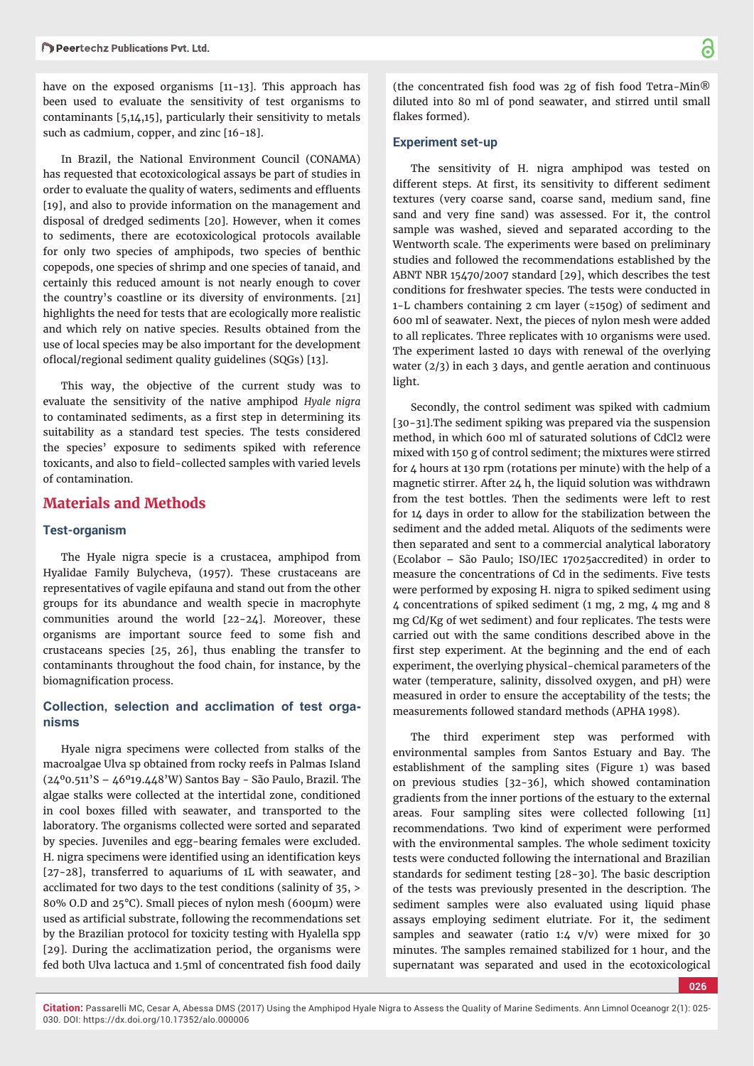have on the exposed organisms [11-13]. This approach has been used to evaluate the sensitivity of test organisms to contaminants [5,14,15], particularly their sensitivity to metals such as cadmium, copper, and zinc [16-18].

In Brazil, the National Environment Council (CONAMA) has requested that ecotoxicological assays be part of studies in order to evaluate the quality of waters, sediments and effluents [19], and also to provide information on the management and disposal of dredged sediments [20]. However, when it comes to sediments, there are ecotoxicological protocols available for only two species of amphipods, two species of benthic copepods, one species of shrimp and one species of tanaid, and certainly this reduced amount is not nearly enough to cover the country's coastline or its diversity of environments. [21] highlights the need for tests that are ecologically more realistic and which rely on native species. Results obtained from the use of local species may be also important for the development oflocal/regional sediment quality guidelines (SQGs) [13].

This way, the objective of the current study was to evaluate the sensitivity of the native amphipod *Hyale nigra* to contaminated sediments, as a first step in determining its suitability as a standard test species. The tests considered the species' exposure to sediments spiked with reference toxicants, and also to field-collected samples with varied levels of contamination.

## Materials and Methods

### Test-organism

The Hyale nigra specie is a crustacea, amphipod from Hyalidae Family Bulycheva, (1957). These crustaceans are representatives of vagile epifauna and stand out from the other groups for its abundance and wealth specie in macrophyte communities around the world [22-24]. Moreover, these organisms are important source feed to some fish and crustaceans species [25, 26], thus enabling the transfer to contaminants throughout the food chain, for instance, by the biomagnification process.

### Collection, selection and acclimation of test organisms

Hyale nigra specimens were collected from stalks of the macroalgae Ulva sp obtained from rocky reefs in Palmas Island (24º0.511'S – 46º19.448'W) Santos Bay - São Paulo, Brazil. The algae stalks were collected at the intertidal zone, conditioned in cool boxes filled with seawater, and transported to the laboratory. The organisms collected were sorted and separated by species. Juveniles and egg-bearing females were excluded. H. nigra specimens were identified using an identification keys [27-28], transferred to aquariums of 1L with seawater, and acclimated for two days to the test conditions (salinity of 35, > 80% O.D and 25°C). Small pieces of nylon mesh (600µm) were used as artificial substrate, following the recommendations set by the Brazilian protocol for toxicity testing with Hyalella spp [29]. During the acclimatization period, the organisms were fed both Ulva lactuca and 1.5ml of concentrated fish food daily (the concentrated fish food was 2g of fish food Tetra-Min® diluted into 80 ml of pond seawater, and stirred until small flakes formed).

### Experiment set-up

The sensitivity of H. nigra amphipod was tested on different steps. At first, its sensitivity to different sediment textures (very coarse sand, coarse sand, medium sand, fine sand and very fine sand) was assessed. For it, the control sample was washed, sieved and separated according to the Wentworth scale. The experiments were based on preliminary studies and followed the recommendations established by the ABNT NBR 15470/2007 standard [29], which describes the test conditions for freshwater species. The tests were conducted in 1-L chambers containing 2 cm layer (≈150g) of sediment and 600 ml of seawater. Next, the pieces of nylon mesh were added to all replicates. Three replicates with 10 organisms were used. The experiment lasted 10 days with renewal of the overlying water (2/3) in each 3 days, and gentle aeration and continuous light.

Secondly, the control sediment was spiked with cadmium [30-31].The sediment spiking was prepared via the suspension method, in which 600 ml of saturated solutions of $CdCl_2$ were mixed with 150 g of control sediment; the mixtures were stirred for 4 hours at 130 rpm (rotations per minute) with the help of a magnetic stirrer. After 24 h, the liquid solution was withdrawn from the test bottles. Then the sediments were left to rest for 14 days in order to allow for the stabilization between the sediment and the added metal. Aliquots of the sediments were then separated and sent to a commercial analytical laboratory (Ecolabor – São Paulo; ISO/IEC 17025accredited) in order to measure the concentrations of Cd in the sediments. Five tests were performed by exposing H. nigra to spiked sediment using 4 concentrations of spiked sediment (1 mg, 2 mg, 4 mg and 8 mg Cd/Kg of wet sediment) and four replicates. The tests were carried out with the same conditions described above in the first step experiment. At the beginning and the end of each experiment, the overlying physical-chemical parameters of the water (temperature, salinity, dissolved oxygen, and pH) were measured in order to ensure the acceptability of the tests; the measurements followed standard methods (APHA 1998).

The third experiment step was performed with environmental samples from Santos Estuary and Bay. The establishment of the sampling sites (Figure 1) was based on previous studies [32-36], which showed contamination gradients from the inner portions of the estuary to the external areas. Four sampling sites were collected following [11] recommendations. Two kind of experiment were performed with the environmental samples. The whole sediment toxicity tests were conducted following the international and Brazilian standards for sediment testing [28-30]. The basic description of the tests was previously presented in the description. The sediment samples were also evaluated using liquid phase assays employing sediment elutriate. For it, the sediment samples and seawater (ratio 1:4 v/v) were mixed for 30 minutes. The samples remained stabilized for 1 hour, and the supernatant was separated and used in the ecotoxicological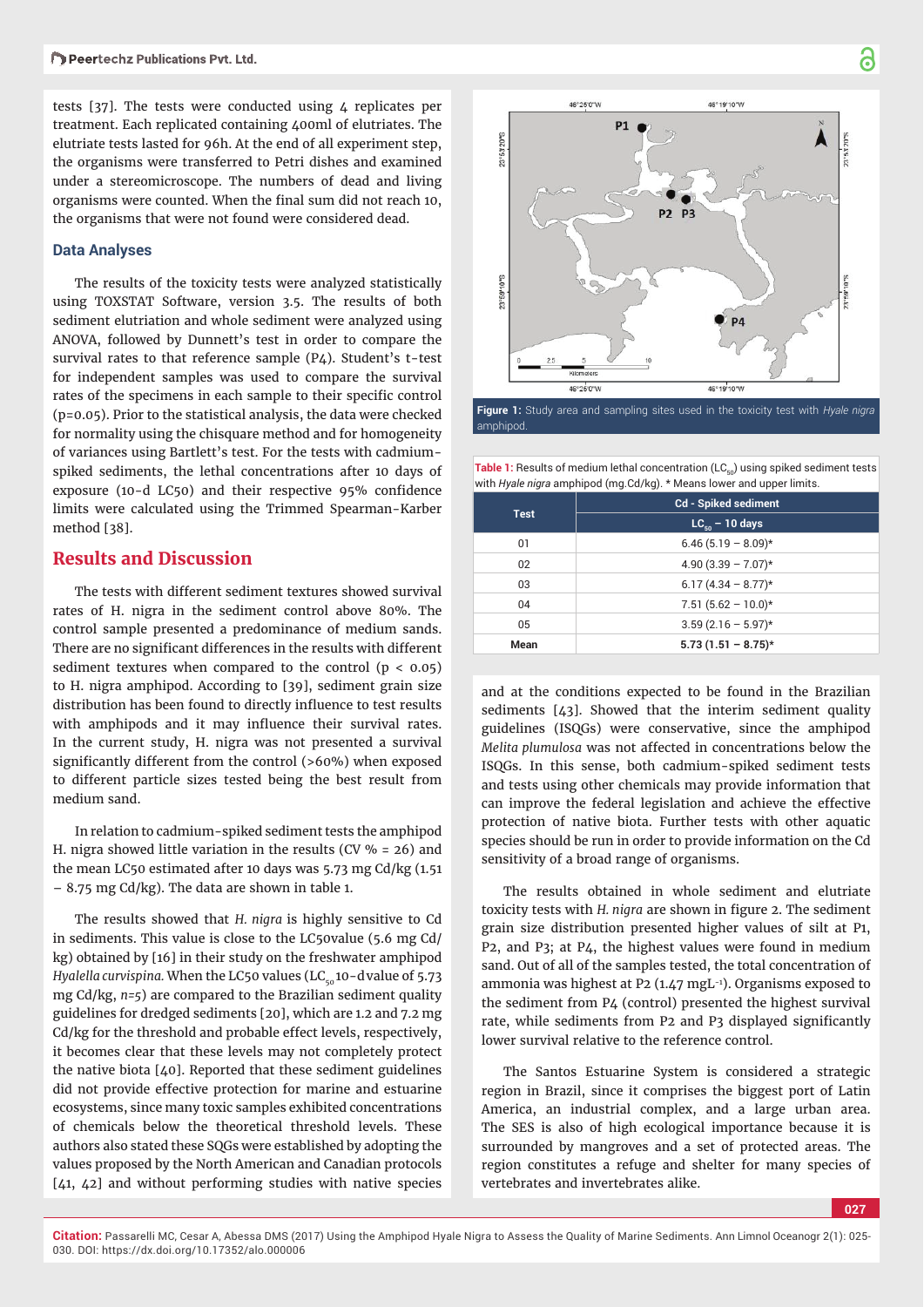tests [37]. The tests were conducted using 4 replicates per treatment. Each replicated containing 400ml of elutriates. The elutriate tests lasted for 96h. At the end of all experiment step, the organisms were transferred to Petri dishes and examined under a stereomicroscope. The numbers of dead and living organisms were counted. When the final sum did not reach 10, the organisms that were not found were considered dead.

### Data Analyses

The results of the toxicity tests were analyzed statistically using TOXSTAT Software, version 3.5. The results of both sediment elutriation and whole sediment were analyzed using ANOVA, followed by Dunnett's test in order to compare the survival rates to that reference sample (P4). Student's t-test for independent samples was used to compare the survival rates of the specimens in each sample to their specific control (p=0.05). Prior to the statistical analysis, the data were checked for normality using the chisquare method and for homogeneity of variances using Bartlett's test. For the tests with cadmium-spiked sediments, the lethal concentrations after 10 days of exposure (10-d LC50) and their respective 95% confidence limits were calculated using the Trimmed Spearman-Karber method [38].

## Results and Discussion

The tests with different sediment textures showed survival rates of H. nigra in the sediment control above 80%. The control sample presented a predominance of medium sands. There are no significant differences in the results with different sediment textures when compared to the control ($p < 0.05$) to H. nigra amphipod. According to [39], sediment grain size distribution has been found to directly influence to test results with amphipods and it may influence their survival rates. In the current study, H. nigra was not presented a survival significantly different from the control (>60%) when exposed to different particle sizes tested being the best result from medium sand.

In relation to cadmium-spiked sediment tests the amphipod H. nigra showed little variation in the results (CV % = 26) and the mean LC50 estimated after 10 days was 5.73 mg Cd/kg (1.51 – 8.75 mg Cd/kg). The data are shown in table 1.

The results showed that *H. nigra* is highly sensitive to Cd in sediments. This value is close to the LC50value (5.6 mg Cd/kg) obtained by [16] in their study on the freshwater amphipod *Hyalella curvispina.* When the LC50 values ($LC_{50}$ 10-d value of 5.73 mg Cd/kg, *n*=5) are compared to the Brazilian sediment quality guidelines for dredged sediments [20], which are 1.2 and 7.2 mg Cd/kg for the threshold and probable effect levels, respectively, it becomes clear that these levels may not completely protect the native biota [40]. Reported that these sediment guidelines did not provide effective protection for marine and estuarine ecosystems, since many toxic samples exhibited concentrations of chemicals below the theoretical threshold levels. These authors also stated these SQGs were established by adopting the values proposed by the North American and Canadian protocols [41, 42] and without performing studies with native species and at the conditions expected to be found in the Brazilian sediments [43]. Showed that the interim sediment quality guidelines (ISQGs) were conservative, since the amphipod *Melita plumulosa* was not affected in concentrations below the ISQGs. In this sense, both cadmium-spiked sediment tests and tests using other chemicals may provide information that can improve the federal legislation and achieve the effective protection of native biota. Further tests with other aquatic species should be run in order to provide information on the Cd sensitivity of a broad range of organisms.

**Figure 1:** Study area and sampling sites used in the toxicity test with *Hyale nigra* amphipod.

**Table 1:** Results of medium lethal concentration ($LC_{50}$) using spiked sediment tests with *Hyale nigra* amphipod (mg.Cd/kg). * Means lower and upper limits.

| Test | Cd - Spiked sediment |
|---|---|
| | $LC_{50}$ – 10 days |
| 01 | 6.46 (5.19 – 8.09)* |
| 02 | 4.90 (3.39 – 7.07)* |
| 03 | 6.17 (4.34 – 8.77)* |
| 04 | 7.51 (5.62 – 10.0)* |
| 05 | 3.59 (2.16 – 5.97)* |
| **Mean** | **5.73 (1.51 – 8.75)*** |

The results obtained in whole sediment and elutriate toxicity tests with *H. nigra* are shown in figure 2. The sediment grain size distribution presented higher values of silt at P1, P2, and P3; at P4, the highest values were found in medium sand. Out of all of the samples tested, the total concentration of ammonia was highest at P2 (1.47 mgL$^{-1}$). Organisms exposed to the sediment from P4 (control) presented the highest survival rate, while sediments from P2 and P3 displayed significantly lower survival relative to the reference control.

The Santos Estuarine System is considered a strategic region in Brazil, since it comprises the biggest port of Latin America, an industrial complex, and a large urban area. The SES is also of high ecological importance because it is surrounded by mangroves and a set of protected areas. The region constitutes a refuge and shelter for many species of vertebrates and invertebrates alike.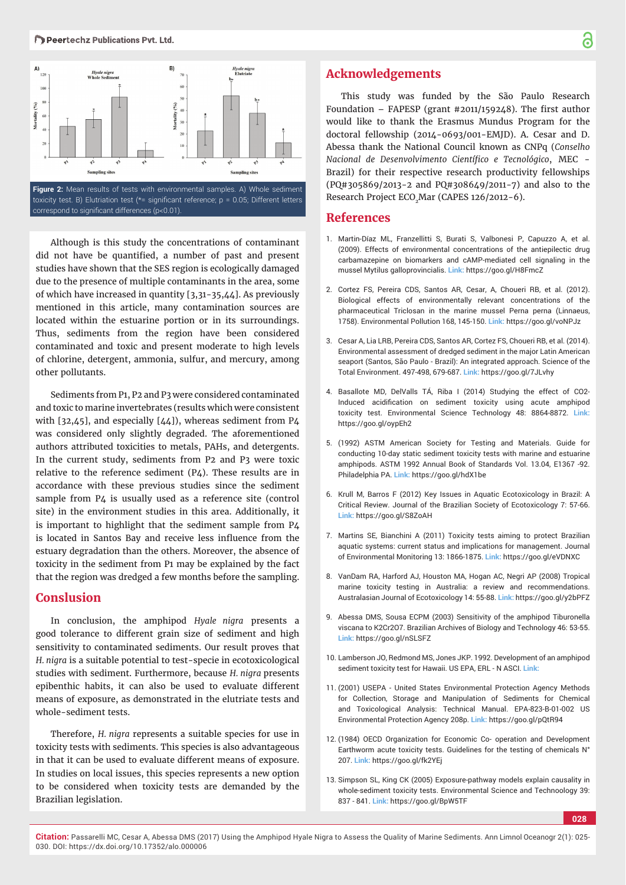Figure 2: Mean results of tests with environmental samples. A) Whole sediment toxicity test. B) Elutriation test (*= significant reference; p = 0.05; Different letters correspond to significant differences (p<0.01).

Although is this study the concentrations of contaminant did not have be quantified, a number of past and present studies have shown that the SES region is ecologically damaged due to the presence of multiple contaminants in the area, some of which have increased in quantity [3,31-35,44]. As previously mentioned in this article, many contamination sources are located within the estuarine portion or in its surroundings. Thus, sediments from the region have been considered contaminated and toxic and present moderate to high levels of chlorine, detergent, ammonia, sulfur, and mercury, among other pollutants.

Sediments from P1, P2 and P3 were considered contaminated and toxic to marine invertebrates (results which were consistent with [32,45], and especially [44]), whereas sediment from P4 was considered only slightly degraded. The aforementioned authors attributed toxicities to metals, PAHs, and detergents. In the current study, sediments from P2 and P3 were toxic relative to the reference sediment (P4). These results are in accordance with these previous studies since the sediment sample from P4 is usually used as a reference site (control site) in the environment studies in this area. Additionally, it is important to highlight that the sediment sample from P4 is located in Santos Bay and receive less influence from the estuary degradation than the others. Moreover, the absence of toxicity in the sediment from P1 may be explained by the fact that the region was dredged a few months before the sampling.

## Conslusion

In conclusion, the amphipod *Hyale nigra* presents a good tolerance to different grain size of sediment and high sensitivity to contaminated sediments. Our result proves that *H. nigra* is a suitable potential to test-specie in ecotoxicological studies with sediment. Furthermore, because *H. nigra* presents epibenthic habits, it can also be used to evaluate different means of exposure, as demonstrated in the elutriate tests and whole-sediment tests.

Therefore, *H. nigra* represents a suitable species for use in toxicity tests with sediments. This species is also advantageous in that it can be used to evaluate different means of exposure. In studies on local issues, this species represents a new option to be considered when toxicity tests are demanded by the Brazilian legislation.

## Acknowledgements

This study was funded by the São Paulo Research Foundation – FAPESP (grant #2011/159248). The first author would like to thank the Erasmus Mundus Program for the doctoral fellowship (2014-0693/001-EMJD). A. Cesar and D. Abessa thank the National Council known as CNPq (*Conselho Nacional de Desenvolvimento Científico e Tecnológico*, MEC – Brazil) for their respective research productivity fellowships (PQ#305869/2013-2 and PQ#308649/2011-7) and also to the Research Project ECO$_2$Mar (CAPES 126/2012-6).

## References

1. Martin-Díaz ML, Franzellitti S, Burati S, Valbonesi P, Capuzzo A, et al. (2009). Effects of environmental concentrations of the antiepilectic drug carbamazepine on biomarkers and cAMP-mediated cell signaling in the mussel Mytilus galloprovincialis. Link: https://goo.gl/H8FmcZ

2. Cortez FS, Pereira CDS, Santos AR, Cesar, A, Choueri RB, et al. (2012). Biological effects of environmentally relevant concentrations of the pharmaceutical Triclosan in the marine mussel Perna perna (Linnaeus, 1758). Environmental Pollution 168, 145-150. Link: https://goo.gl/voNPJz

3. Cesar A, Lia LRB, Pereira CDS, Santos AR, Cortez FS, Choueri RB, et al. (2014). Environmental assessment of dredged sediment in the major Latin American seaport (Santos, São Paulo - Brazil): An integrated approach. Science of the Total Environment. 497-498, 679-687. Link: https://goo.gl/7JLvhy

4. Basallote MD, DelValls TÁ, Riba I (2014) Studying the effect of CO2-Induced acidification on sediment toxicity using acute amphipod toxicity test. Environmental Science Technology 48: 8864-8872. Link: https://goo.gl/oypEh2

5. (1992) ASTM American Society for Testing and Materials. Guide for conducting 10-day static sediment toxicity tests with marine and estuarine amphipods. ASTM 1992 Annual Book of Standards Vol. 13.04, E1367 -92. Philadelphia PA. Link: https://goo.gl/hdX1be

6. Krull M, Barros F (2012) Key Issues in Aquatic Ecotoxicology in Brazil: A Critical Review. Journal of the Brazilian Society of Ecotoxicology 7: 57-66. Link: https://goo.gl/S8ZoAH

7. Martins SE, Bianchini A (2011) Toxicity tests aiming to protect Brazilian aquatic systems: current status and implications for management. Journal of Environmental Monitoring 13: 1866-1875. Link: https://goo.gl/eVDNXC

8. VanDam RA, Harford AJ, Houston MA, Hogan AC, Negri AP (2008) Tropical marine toxicity testing in Australia: a review and recommendations. Australasian Journal of Ecotoxicology 14: 55-88. Link: https://goo.gl/y2bPFZ

9. Abessa DMS, Sousa ECPM (2003) Sensitivity of the amphipod Tiburonella viscana to K2Cr2O7. Brazilian Archives of Biology and Technology 46: 53-55. Link: https://goo.gl/nSLSFZ

10. Lamberson JO, Redmond MS, Jones JKP. 1992. Development of an amphipod sediment toxicity test for Hawaii. US EPA, ERL - N ASCI. Link:

11. (2001) USEPA - United States Environmental Protection Agency Methods for Collection, Storage and Manipulation of Sediments for Chemical and Toxicological Analysis: Technical Manual. EPA-823-B-01-002 US Environmental Protection Agency 208p. Link: https://goo.gl/pQtR94

12. (1984) OECD Organization for Economic Co- operation and Development Earthworm acute toxicity tests. Guidelines for the testing of chemicals N° 207. Link: https://goo.gl/fk2YEj

13. Simpson SL, King CK (2005) Exposure-pathway models explain causality in whole-sediment toxicity tests. Environmental Science and Technology 39: 837 - 841. Link: https://goo.gl/BpW5TF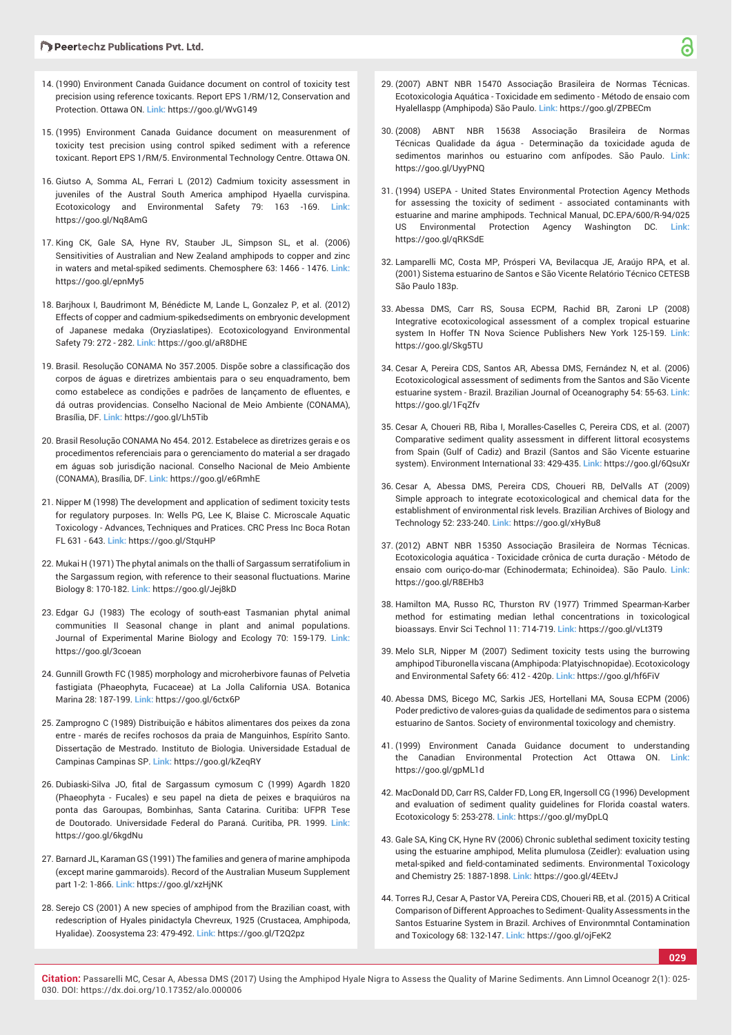14. (1990) Environment Canada Guidance document on control of toxicity test precision using reference toxicants. Report EPS 1/RM/12, Conservation and Protection. Ottawa ON. **Link:** https://goo.gl/WvG149

15. (1995) Environment Canada Guidance document on measurenment of toxicity test precision using control spiked sediment with a reference toxicant. Report EPS 1/RM/5. Environmental Technology Centre. Ottawa ON.

16. Giutso A, Somma AL, Ferrari L (2012) Cadmium toxicity assessment in juveniles of the Austral South America amphipod Hyaella curvispina. Ecotoxicology and Environmental Safety 79: 163 -169. **Link:** https://goo.gl/Nq8AmG

17. King CK, Gale SA, Hyne RV, Stauber JL, Simpson SL, et al. (2006) Sensitivities of Australian and New Zealand amphipods to copper and zinc in waters and metal-spiked sediments. Chemosphere 63: 1466 - 1476. **Link:** https://goo.gl/epnMy5

18. Barjhoux I, Baudrimont M, Bénédicte M, Lande L, Gonzalez P, et al. (2012) Effects of copper and cadmium-spikedsediments on embryonic development of Japanese medaka (Oryziaslatipes). Ecotoxicologyand Environmental Safety 79: 272 - 282. **Link:** https://goo.gl/aR8DHE

19. Brasil. Resolução CONAMA No 357.2005. Dispõe sobre a classificação dos corpos de águas e diretrizes ambientais para o seu enquadramento, bem como estabelece as condições e padrões de lançamento de efluentes, e dá outras providencias. Conselho Nacional de Meio Ambiente (CONAMA), Brasília, DF. **Link:** https://goo.gl/Lh5Tib

20. Brasil Resolução CONAMA No 454. 2012. Estabelece as diretrizes gerais e os procedimentos referenciais para o gerenciamento do material a ser dragado em águas sob jurisdição nacional. Conselho Nacional de Meio Ambiente (CONAMA), Brasília, DF. **Link:** https://goo.gl/e6RmhE

21. Nipper M (1998) The development and application of sediment toxicity tests for regulatory purposes. In: Wells PG, Lee K, Blaise C. Microscale Aquatic Toxicology - Advances, Techniques and Pratices. CRC Press Inc Boca Rotan FL 631 - 643. **Link:** https://goo.gl/StquHP

22. Mukai H (1971) The phytal animals on the thalli of Sargassum serratifolium in the Sargassum region, with reference to their seasonal fluctuations. Marine Biology 8: 170-182. **Link:** https://goo.gl/Jej8kD

23. Edgar GJ (1983) The ecology of south-east Tasmanian phytal animal communities II Seasonal change in plant and animal populations. Journal of Experimental Marine Biology and Ecology 70: 159-179. **Link:** https://goo.gl/3coean

24. Gunnill Growth FC (1985) morphology and microherbivore faunas of Pelvetia fastigiata (Phaeophyta, Fucaceae) at La Jolla California USA. Botanica Marina 28: 187-199. **Link:** https://goo.gl/6ctx6P

25. Zamprogno C (1989) Distribuição e hábitos alimentares dos peixes da zona entre - marés de recifes rochosos da praia de Manguinhos, Espírito Santo. Dissertação de Mestrado. Instituto de Biologia. Universidade Estadual de Campinas Campinas SP. **Link:** https://goo.gl/kZeqRY

26. Dubiaski-Silva JO, fital de Sargassum cymosum C (1999) Agardh 1820 (Phaeophyta - Fucales) e seu papel na dieta de peixes e braquiúros na ponta das Garoupas, Bombinhas, Santa Catarina. Curitiba: UFPR Tese de Doutorado. Universidade Federal do Paraná. Curitiba, PR. 1999. **Link:** https://goo.gl/6kgdNu

27. Barnard JL, Karaman GS (1991) The families and genera of marine amphipoda (except marine gammaroids). Record of the Australian Museum Supplement part 1-2: 1-866. **Link:** https://goo.gl/xzHjNK

28. Serejo CS (2001) A new species of amphipod from the Brazilian coast, with redescription of Hyales pinidactyla Chevreux, 1925 (Crustacea, Amphipoda, Hyalidae). Zoosystema 23: 479-492. **Link:** https://goo.gl/T2Q2pz

29. (2007) ABNT NBR 15470 Associação Brasileira de Normas Técnicas. Ecotoxicologia Aquática - Toxicidade em sedimento - Método de ensaio com Hyalellaspp (Amphipoda) São Paulo. **Link:** https://goo.gl/ZPBECm

30. (2008) ABNT NBR 15638 Associação Brasileira de Normas Técnicas Qualidade da água - Determinação da toxicidade aguda de sedimentos marinhos ou estuarino com anfípodes. São Paulo. **Link:** https://goo.gl/UyyPNQ

31. (1994) USEPA - United States Environmental Protection Agency Methods for assessing the toxicity of sediment - associated contaminants with estuarine and marine amphipods. Technical Manual, DC.EPA/600/R-94/025 US Environmental Protection Agency Washington DC. **Link:** https://goo.gl/qRKSdE

32. Lamparelli MC, Costa MP, Prósperi VA, Bevilacqua JE, Araújo RPA, et al. (2001) Sistema estuarino de Santos e São Vicente Relatório Técnico CETESB São Paulo 183p.

33. Abessa DMS, Carr RS, Sousa ECPM, Rachid BR, Zaroni LP (2008) Integrative ecotoxicological assessment of a complex tropical estuarine system In Hoffer TN Nova Science Publishers New York 125-159. **Link:** https://goo.gl/Skg5TU

34. Cesar A, Pereira CDS, Santos AR, Abessa DMS, Fernández N, et al. (2006) Ecotoxicological assessment of sediments from the Santos and São Vicente estuarine system - Brazil. Brazilian Journal of Oceanography 54: 55-63. **Link:** https://goo.gl/1FqZfv

35. Cesar A, Choueri RB, Riba I, Moralles-Caselles C, Pereira CDS, et al. (2007) Comparative sediment quality assessment in different littoral ecosystems from Spain (Gulf of Cadiz) and Brazil (Santos and São Vicente estuarine system). Environment International 33: 429-435. **Link:** https://goo.gl/6QsuXr

36. Cesar A, Abessa DMS, Pereira CDS, Choueri RB, DelValls AT (2009) Simple approach to integrate ecotoxicological and chemical data for the establishment of environmental risk levels. Brazilian Archives of Biology and Technology 52: 233-240. **Link:** https://goo.gl/xHyBu8

37. (2012) ABNT NBR 15350 Associação Brasileira de Normas Técnicas. Ecotoxicologia aquática - Toxicidade crônica de curta duração - Método de ensaio com ouriço-do-mar (Echinodermata; Echinoidea). São Paulo. **Link:** https://goo.gl/R8EHb3

38. Hamilton MA, Russo RC, Thurston RV (1977) Trimmed Spearman-Karber method for estimating median lethal concentrations in toxicological bioassays. Envir Sci Technol 11: 714-719. **Link:** https://goo.gl/vLt3T9

39. Melo SLR, Nipper M (2007) Sediment toxicity tests using the burrowing amphipod Tiburonella viscana (Amphipoda: Platyischnopidae). Ecotoxicology and Environmental Safety 66: 412 - 420p. **Link:** https://goo.gl/hf6FiV

40. Abessa DMS, Bicego MC, Sarkis JES, Hortellani MA, Sousa ECPM (2006) Poder predictivo de valores-guias da qualidade de sedimentos para o sistema estuarino de Santos. Society of environmental toxicology and chemistry.

41. (1999) Environment Canada Guidance document to understanding the Canadian Environmental Protection Act Ottawa ON. **Link:** https://goo.gl/gpML1d

42. MacDonald DD, Carr RS, Calder FD, Long ER, Ingersoll CG (1996) Development and evaluation of sediment quality guidelines for Florida coastal waters. Ecotoxicology 5: 253-278. **Link:** https://goo.gl/myDpLQ

43. Gale SA, King CK, Hyne RV (2006) Chronic sublethal sediment toxicity testing using the estuarine amphipod, Melita plumulosa (Zeidler): evaluation using metal-spiked and field-contaminated sediments. Environmental Toxicology and Chemistry 25: 1887-1898. **Link:** https://goo.gl/4EEtvJ

44. Torres RJ, Cesar A, Pastor VA, Pereira CDS, Choueri RB, et al. (2015) A Critical Comparison of Different Approaches to Sediment- Quality Assessments in the Santos Estuarine System in Brazil. Archives of Environmntal Contamination and Toxicology 68: 132-147. **Link:** https://goo.gl/ojFeK2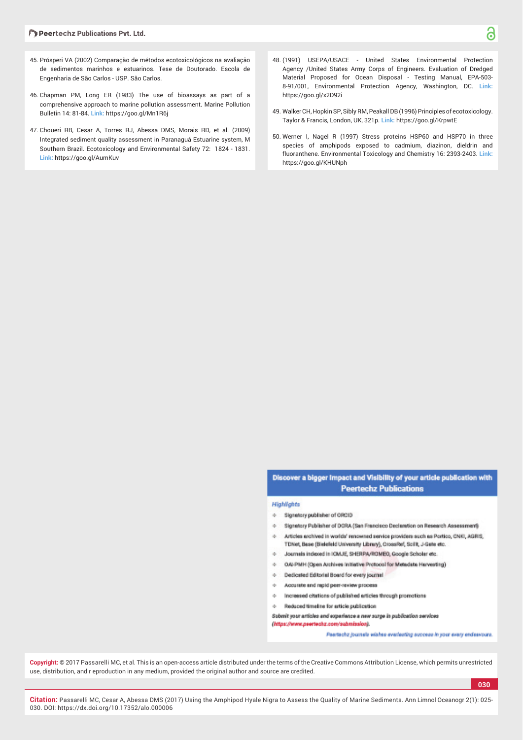45. Prósperi VA (2002) Comparação de métodos ecotoxicológicos na avaliação de sedimentos marinhos e estuarinos. Tese de Doutorado. Escola de Engenharia de São Carlos - USP. São Carlos.

46. Chapman PM, Long ER (1983) The use of bioassays as part of a comprehensive approach to marine pollution assessment. Marine Pollution Bulletin 14: 81-84. **Link:** https://goo.gl/Mn1R6j

47. Choueri RB, Cesar A, Torres RJ, Abessa DMS, Morais RD, et al. (2009) Integrated sediment quality assessment in Paranaguá Estuarine system, M Southern Brazil. Ecotoxicology and Environmental Safety 72: 1824 - 1831. **Link:** https://goo.gl/AumKuv

48. (1991) USEPA/USACE - United States Environmental Protection Agency /United States Army Corps of Engineers. Evaluation of Dredged Material Proposed for Ocean Disposal - Testing Manual, EPA-503-8-91/001, Environmental Protection Agency, Washington, DC. **Link:** https://goo.gl/x2D92i

49. Walker CH, Hopkin SP, Sibly RM, Peakall DB (1996) Principles of ecotoxicology. Taylor & Francis, London, UK, 321p. **Link:** https://goo.gl/KrpwtE

50. Werner I, Nagel R (1997) Stress proteins HSP60 and HSP70 in three species of amphipods exposed to cadmium, diazinon, dieldrin and fluoranthene. Environmental Toxicology and Chemistry 16: 2393-2403. **Link:** https://goo.gl/KHUNph

**Discover a bigger Impact and Visibility of your article publication with Peertechz Publications**

*Highlights*

- Signatory publisher of ORCID
- Signatory Publisher of DORA (San Francisco Declaration on Research Assessment)
- Articles archived in worlds' renowned service providers such as Portico, CNKI, AGRIS, TDNet, Base (Bielefeld University Library), CrossRef, Scilit, J-Gate etc.
- Journals indexed in ICMJE, SHERPA/ROMEO, Google Scholar etc.
- OAI-PMH (Open Archives Initiative Protocol for Metadata Harvesting)
- Dedicated Editorial Board for every journal
- Accurate and rapid peer-review process
- Increased citations of published articles through promotions
- Reduced timeline for article publication

*Submit your articles and experience a new surge in publication services (https://www.peertechz.com/submission).*

*Peertechz journals wishes everlasting success in your every endeavours.*

**Copyright:** © 2017 Passarelli MC, et al. This is an open-access article distributed under the terms of the Creative Commons Attribution License, which permits unrestricted use, distribution, and r eproduction in any medium, provided the original author and source are credited.

**Citation:** Passarelli MC, Cesar A, Abessa DMS (2017) Using the Amphipod Hyale Nigra to Assess the Quality of Marine Sediments. Ann Limnol Oceanogr 2(1): 025-030. DOI: https://dx.doi.org/10.17352/alo.000006